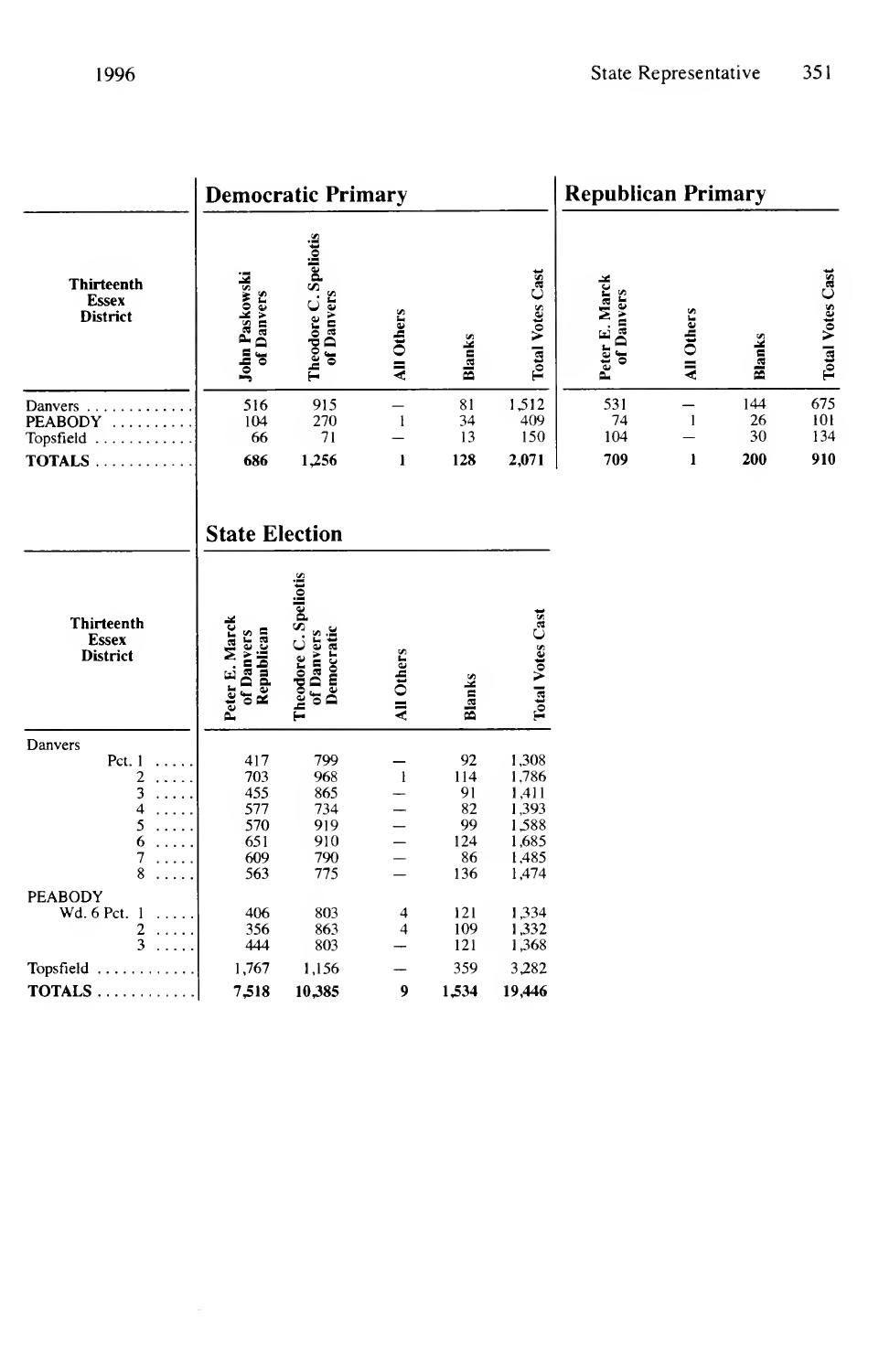## Democratic Primary

| Thirteenth Essex District | John Paskowski of Danvers | Theodore C. Speliotis of Danvers | All Others | Blanks | Total Votes Cast |
|---|---|---|---|---|---|
| Danvers | 516 | 915 | — | 81 | 1,512 |
| PEABODY | 104 | 270 | 1 | 34 | 409 |
| Topsfield | 66 | 71 | — | 13 | 150 |
| **TOTALS** | **686** | **1,256** | **1** | **128** | **2,071** |

## Republican Primary

| Thirteenth Essex District | Peter E. Marck of Danvers | All Others | Blanks | Total Votes Cast |
|---|---|---|---|---|
| Danvers | 531 | — | 144 | 675 |
| PEABODY | 74 | 1 | 26 | 101 |
| Topsfield | 104 | — | 30 | 134 |
| **TOTALS** | **709** | **1** | **200** | **910** |

## State Election

| Thirteenth Essex District | Peter E. Marck of Danvers Republican | Theodore C. Speliotis of Danvers Democratic | All Others | Blanks | Total Votes Cast |
|---|---|---|---|---|---|
| Danvers | | | | | |
| Pct. 1 | 417 | 799 | — | 92 | 1,308 |
| 2 | 703 | 968 | 1 | 114 | 1,786 |
| 3 | 455 | 865 | — | 91 | 1,411 |
| 4 | 577 | 734 | — | 82 | 1,393 |
| 5 | 570 | 919 | — | 99 | 1,588 |
| 6 | 651 | 910 | — | 124 | 1,685 |
| 7 | 609 | 790 | — | 86 | 1,485 |
| 8 | 563 | 775 | — | 136 | 1,474 |
| PEABODY | | | | | |
| Wd. 6 Pct. 1 | 406 | 803 | 4 | 121 | 1,334 |
| 2 | 356 | 863 | 4 | 109 | 1,332 |
| 3 | 444 | 803 | — | 121 | 1,368 |
| Topsfield | 1,767 | 1,156 | — | 359 | 3,282 |
| **TOTALS** | **7,518** | **10,385** | **9** | **1,534** | **19,446** |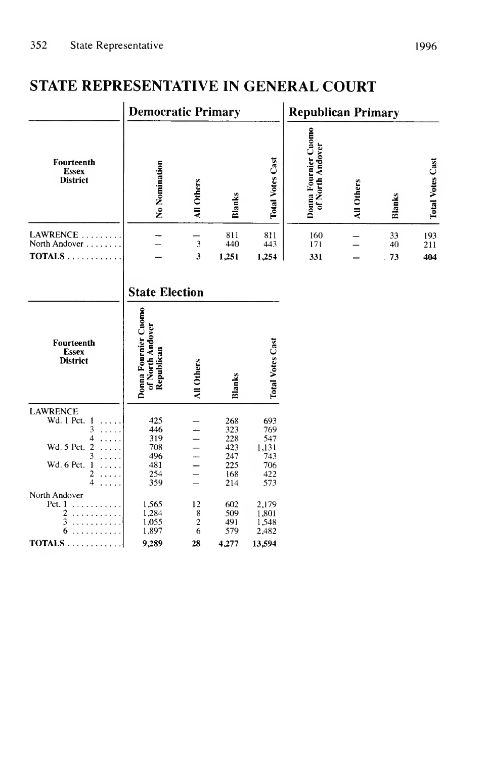## STATE REPRESENTATIVE IN GENERAL COURT

| Fourteenth Essex District | Democratic Primary | | | | Republican Primary | | | |
|---|---|---|---|---|---|---|---|---|
| | No Nomination | All Others | Blanks | Total Votes Cast | Donna Fournier Cuomo of North Andover | All Others | Blanks | Total Votes Cast |
| LAWRENCE | – | – | 811 | 811 | 160 | – | 33 | 193 |
| North Andover | – | 3 | 440 | 443 | 171 | – | 40 | 211 |
| **TOTALS** | – | **3** | **1,251** | **1,254** | **331** | – | **73** | **404** |

| Fourteenth Essex District | State Election | | | |
|---|---|---|---|---|
| | Donna Fournier Cuomo of North Andover Republican | All Others | Blanks | Total Votes Cast |
| LAWRENCE | | | | |
| Wd. 1 Pct. 1 | 425 | – | 268 | 693 |
| 3 | 446 | – | 323 | 769 |
| 4 | 319 | – | 228 | 547 |
| Wd. 5 Pct. 2 | 708 | – | 423 | 1,131 |
| 3 | 496 | – | 247 | 743 |
| Wd. 6 Pct. 1 | 481 | – | 225 | 706 |
| 2 | 254 | – | 168 | 422 |
| 4 | 359 | – | 214 | 573 |
| North Andover | | | | |
| Pct. 1 | 1,565 | 12 | 602 | 2,179 |
| 2 | 1,284 | 8 | 509 | 1,801 |
| 3 | 1,055 | 2 | 491 | 1,548 |
| 6 | 1,897 | 6 | 579 | 2,482 |
| **TOTALS** | **9,289** | **28** | **4,277** | **13,594** |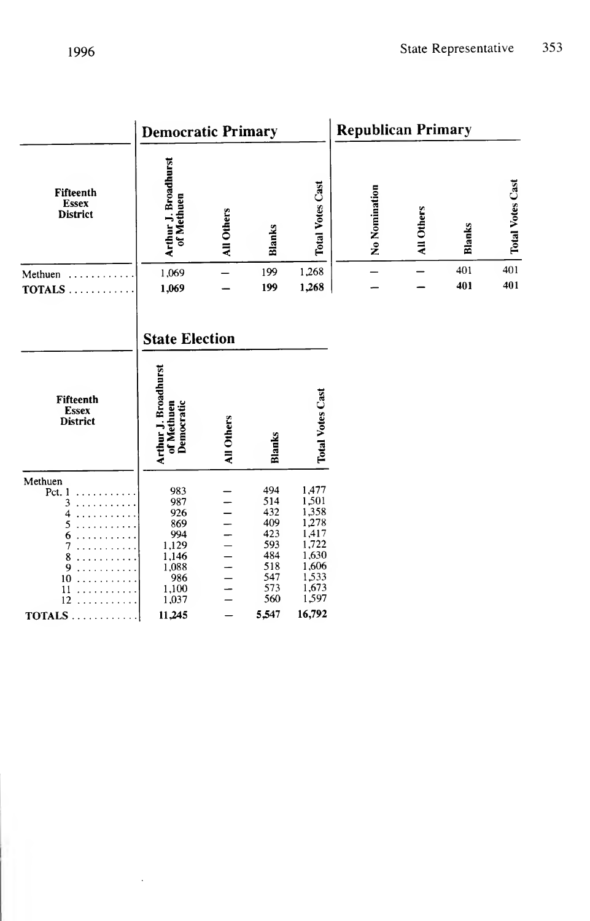### Democratic Primary

| Fifteenth Essex District | Arthur J. Broadhurst of Methuen | All Others | Blanks | Total Votes Cast |
|---|---|---|---|---|
| Methuen | 1,069 | – | 199 | 1,268 |
| TOTALS | 1,069 | – | 199 | 1,268 |

### Republican Primary

| Fifteenth Essex District | No Nomination | All Others | Blanks | Total Votes Cast |
|---|---|---|---|---|
| Methuen | – | – | 401 | 401 |
| TOTALS | – | – | 401 | 401 |

### State Election

| Fifteenth Essex District | Arthur J. Broadhurst of Methuen Democratic | All Others | Blanks | Total Votes Cast |
|---|---|---|---|---|
| Methuen | | | | |
| Pct. 1 | 983 | – | 494 | 1,477 |
| 3 | 987 | – | 514 | 1,501 |
| 4 | 926 | – | 432 | 1,358 |
| 5 | 869 | – | 409 | 1,278 |
| 6 | 994 | – | 423 | 1,417 |
| 7 | 1,129 | – | 593 | 1,722 |
| 8 | 1,146 | – | 484 | 1,630 |
| 9 | 1,088 | – | 518 | 1,606 |
| 10 | 986 | – | 547 | 1,533 |
| 11 | 1,100 | – | 573 | 1,673 |
| 12 | 1,037 | – | 560 | 1,597 |
| TOTALS | 11,245 | – | 5,547 | 16,792 |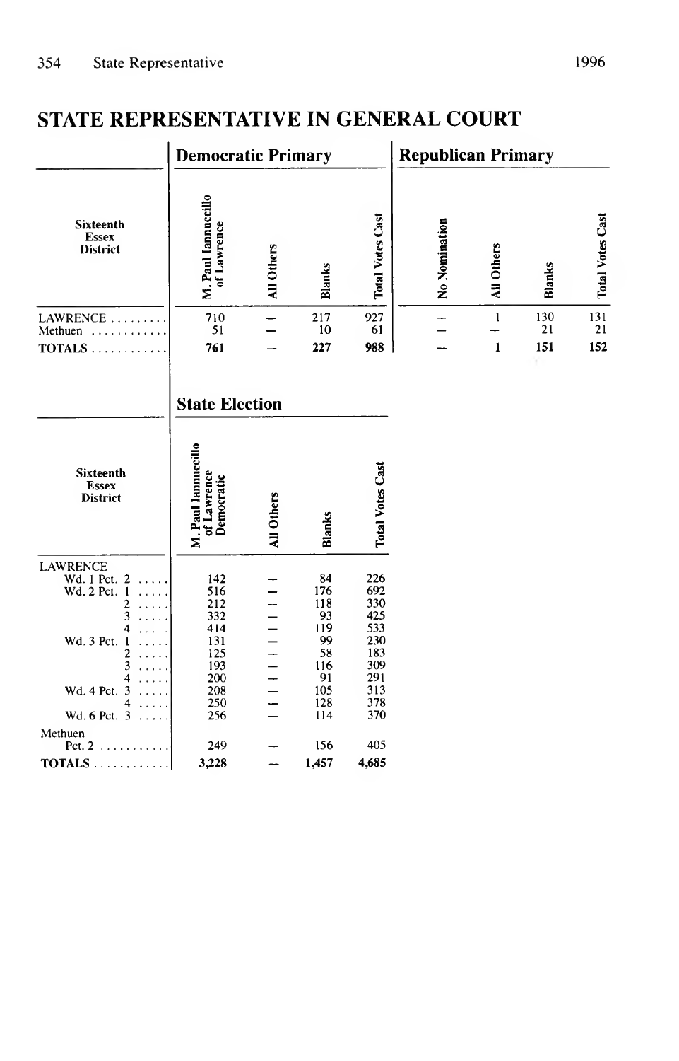# STATE REPRESENTATIVE IN GENERAL COURT

| Sixteenth Essex District | Democratic Primary | | | | Republican Primary | | | |
|---|---|---|---|---|---|---|---|---|
| | M. Paul Iannuccillo of Lawrence | All Others | Blanks | Total Votes Cast | No Nomination | All Others | Blanks | Total Votes Cast |
| LAWRENCE | 710 | — | 217 | 927 | — | 1 | 130 | 131 |
| Methuen | 51 | — | 10 | 61 | — | — | 21 | 21 |
| **TOTALS** | **761** | — | **227** | **988** | — | **1** | **151** | **152** |

## State Election

| Sixteenth Essex District | M. Paul Iannuccillo of Lawrence Democratic | All Others | Blanks | Total Votes Cast |
|---|---|---|---|---|
| LAWRENCE | | | | |
| Wd. 1 Pct. 2 | 142 | — | 84 | 226 |
| Wd. 2 Pct. 1 | 516 | — | 176 | 692 |
| 2 | 212 | — | 118 | 330 |
| 3 | 332 | — | 93 | 425 |
| 4 | 414 | — | 119 | 533 |
| Wd. 3 Pct. 1 | 131 | — | 99 | 230 |
| 2 | 125 | — | 58 | 183 |
| 3 | 193 | — | 116 | 309 |
| 4 | 200 | — | 91 | 291 |
| Wd. 4 Pct. 3 | 208 | — | 105 | 313 |
| 4 | 250 | — | 128 | 378 |
| Wd. 6 Pct. 3 | 256 | — | 114 | 370 |
| Methuen | | | | |
| Pct. 2 | 249 | — | 156 | 405 |
| **TOTALS** | **3,228** | — | **1,457** | **4,685** |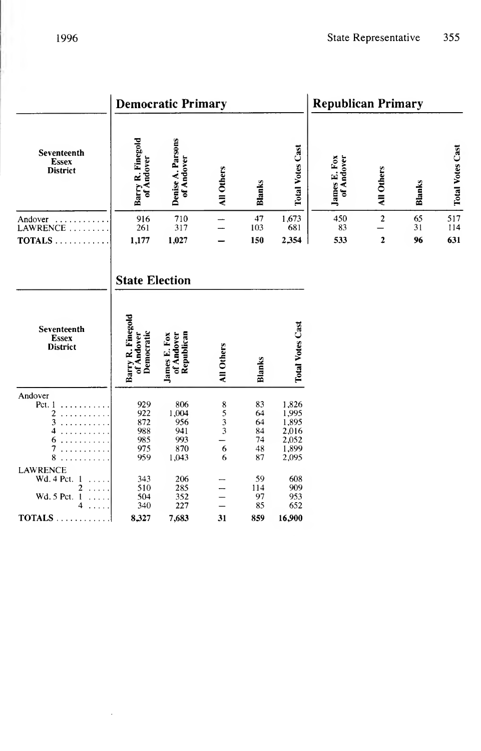## Democratic Primary / Republican Primary

| Seventeenth Essex District | Democratic Primary | | | | | Republican Primary | | | |
|---|---|---|---|---|---|---|---|---|---|
| | Barry R. Finegold of Andover | Denise A. Parsons of Andover | All Others | Blanks | Total Votes Cast | James E. Fox of Andover | All Others | Blanks | Total Votes Cast |
| Andover | 916 | 710 | — | 47 | 1,673 | 450 | 2 | 65 | 517 |
| LAWRENCE | 261 | 317 | — | 103 | 681 | 83 | — | 31 | 114 |
| **TOTALS** | **1,177** | **1,027** | **—** | **150** | **2,354** | **533** | **2** | **96** | **631** |

## State Election

| Seventeenth Essex District | Barry R. Finegold of Andover Democratic | James E. Fox of Andover Republican | All Others | Blanks | Total Votes Cast |
|---|---|---|---|---|---|
| Andover | | | | | |
| Pct. 1 | 929 | 806 | 8 | 83 | 1,826 |
| 2 | 922 | 1,004 | 5 | 64 | 1,995 |
| 3 | 872 | 956 | 3 | 64 | 1,895 |
| 4 | 988 | 941 | 3 | 84 | 2,016 |
| 6 | 985 | 993 | — | 74 | 2,052 |
| 7 | 975 | 870 | 6 | 48 | 1,899 |
| 8 | 959 | 1,043 | 6 | 87 | 2,095 |
| LAWRENCE | | | | | |
| Wd. 4 Pct. 1 | 343 | 206 | — | 59 | 608 |
| 2 | 510 | 285 | — | 114 | 909 |
| Wd. 5 Pct. 1 | 504 | 352 | — | 97 | 953 |
| 4 | 340 | 227 | — | 85 | 652 |
| **TOTALS** | **8,327** | **7,683** | **31** | **859** | **16,900** |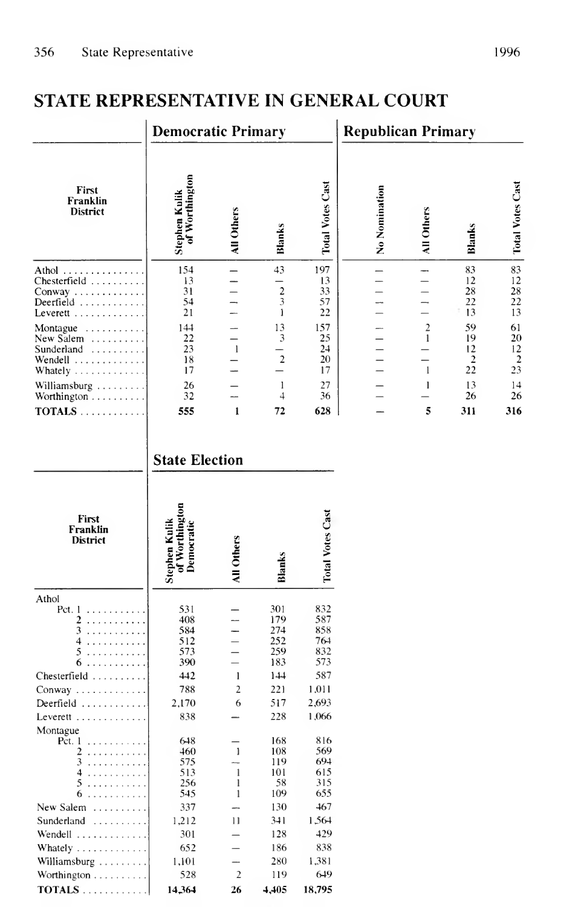## STATE REPRESENTATIVE IN GENERAL COURT

| First Franklin District | Democratic Primary | | | | Republican Primary | | | |
|---|---|---|---|---|---|---|---|---|
| | Stephen Kulik of Worthington | All Others | Blanks | Total Votes Cast | No Nomination | All Others | Blanks | Total Votes Cast |
| Athol | 154 | — | 43 | 197 | — | — | 83 | 83 |
| Chesterfield | 13 | — | — | 13 | — | — | 12 | 12 |
| Conway | 31 | — | 2 | 33 | — | — | 28 | 28 |
| Deerfield | 54 | — | 3 | 57 | — | — | 22 | 22 |
| Leverett | 21 | — | 1 | 22 | — | — | 13 | 13 |
| Montague | 144 | — | 13 | 157 | — | 2 | 59 | 61 |
| New Salem | 22 | — | 3 | 25 | — | 1 | 19 | 20 |
| Sunderland | 23 | 1 | — | 24 | — | — | 12 | 12 |
| Wendell | 18 | — | 2 | 20 | — | — | 2 | 2 |
| Whately | 17 | — | — | 17 | — | 1 | 22 | 23 |
| Williamsburg | 26 | — | 1 | 27 | — | 1 | 13 | 14 |
| Worthington | 32 | — | 4 | 36 | — | — | 26 | 26 |
| **TOTALS** | **555** | **1** | **72** | **628** | **—** | **5** | **311** | **316** |

### State Election

| First Franklin District | Stephen Kulik of Worthington Democratic | All Others | Blanks | Total Votes Cast |
|---|---|---|---|---|
| Athol | | | | |
| Pct. 1 | 531 | — | 301 | 832 |
| 2 | 408 | — | 179 | 587 |
| 3 | 584 | — | 274 | 858 |
| 4 | 512 | — | 252 | 764 |
| 5 | 573 | — | 259 | 832 |
| 6 | 390 | — | 183 | 573 |
| Chesterfield | 442 | 1 | 144 | 587 |
| Conway | 788 | 2 | 221 | 1,011 |
| Deerfield | 2,170 | 6 | 517 | 2,693 |
| Leverett | 838 | — | 228 | 1,066 |
| Montague | | | | |
| Pct. 1 | 648 | — | 168 | 816 |
| 2 | 460 | 1 | 108 | 569 |
| 3 | 575 | — | 119 | 694 |
| 4 | 513 | 1 | 101 | 615 |
| 5 | 256 | 1 | 58 | 315 |
| 6 | 545 | 1 | 109 | 655 |
| New Salem | 337 | — | 130 | 467 |
| Sunderland | 1,212 | 11 | 341 | 1,564 |
| Wendell | 301 | — | 128 | 429 |
| Whately | 652 | — | 186 | 838 |
| Williamsburg | 1,101 | — | 280 | 1,381 |
| Worthington | 528 | 2 | 119 | 649 |
| **TOTALS** | **14,364** | **26** | **4,405** | **18,795** |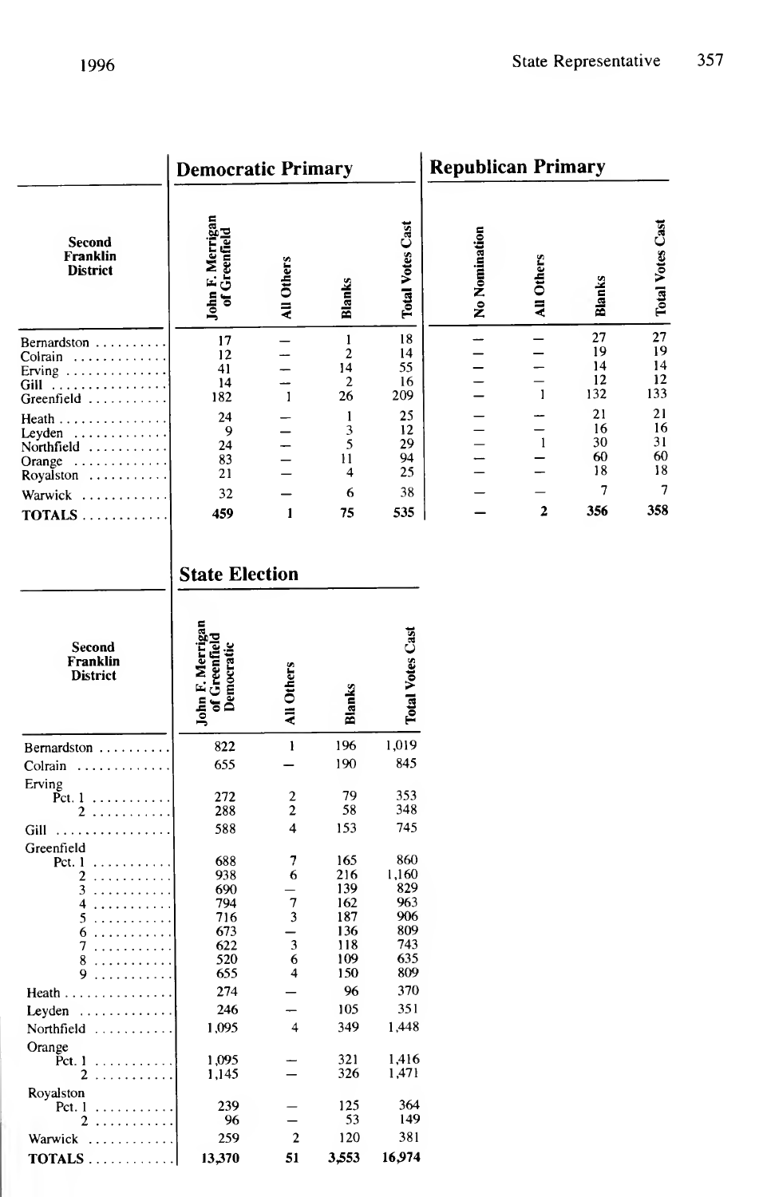| Second Franklin District | Democratic Primary | | | | Republican Primary | | | |
|---|---|---|---|---|---|---|---|---|
| | John F. Merrigan of Greenfield | All Others | Blanks | Total Votes Cast | No Nomination | All Others | Blanks | Total Votes Cast |
| Bernardston | 17 | — | 1 | 18 | — | — | 27 | 27 |
| Colrain | 12 | — | 2 | 14 | — | — | 19 | 19 |
| Erving | 41 | — | 14 | 55 | — | — | 14 | 14 |
| Gill | 14 | — | 2 | 16 | — | — | 12 | 12 |
| Greenfield | 182 | 1 | 26 | 209 | — | 1 | 132 | 133 |
| Heath | 24 | — | 1 | 25 | — | — | 21 | 21 |
| Leyden | 9 | — | 3 | 12 | — | — | 16 | 16 |
| Northfield | 24 | — | 5 | 29 | — | 1 | 30 | 31 |
| Orange | 83 | — | 11 | 94 | — | — | 60 | 60 |
| Royalston | 21 | — | 4 | 25 | — | — | 18 | 18 |
| Warwick | 32 | — | 6 | 38 | — | — | 7 | 7 |
| **TOTALS** | **459** | **1** | **75** | **535** | **—** | **2** | **356** | **358** |

## State Election

| Second Franklin District | John F. Merrigan of Greenfield Democratic | All Others | Blanks | Total Votes Cast |
|---|---|---|---|---|
| Bernardston | 822 | 1 | 196 | 1,019 |
| Colrain | 655 | — | 190 | 845 |
| Erving Pct. 1 | 272 | 2 | 79 | 353 |
| 2 | 288 | 2 | 58 | 348 |
| Gill | 588 | 4 | 153 | 745 |
| Greenfield Pct. 1 | 688 | 7 | 165 | 860 |
| 2 | 938 | 6 | 216 | 1,160 |
| 3 | 690 | — | 139 | 829 |
| 4 | 794 | 7 | 162 | 963 |
| 5 | 716 | 3 | 187 | 906 |
| 6 | 673 | — | 136 | 809 |
| 7 | 622 | 3 | 118 | 743 |
| 8 | 520 | 6 | 109 | 635 |
| 9 | 655 | 4 | 150 | 809 |
| Heath | 274 | — | 96 | 370 |
| Leyden | 246 | — | 105 | 351 |
| Northfield | 1,095 | 4 | 349 | 1,448 |
| Orange Pct. 1 | 1,095 | — | 321 | 1,416 |
| 2 | 1,145 | — | 326 | 1,471 |
| Royalston Pct. 1 | 239 | — | 125 | 364 |
| 2 | 96 | — | 53 | 149 |
| Warwick | 259 | 2 | 120 | 381 |
| **TOTALS** | **13,370** | **51** | **3,553** | **16,974** |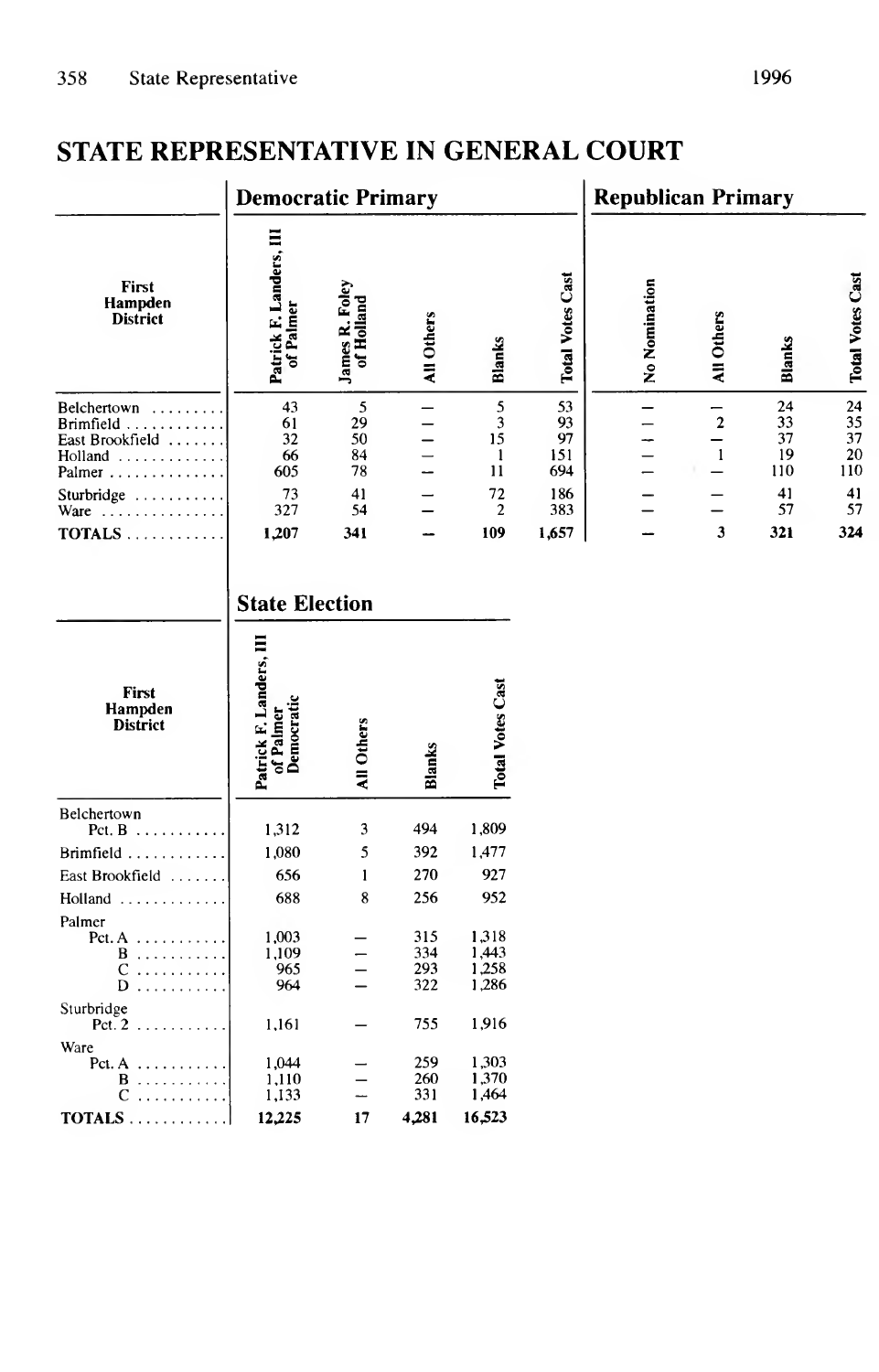## STATE REPRESENTATIVE IN GENERAL COURT

| First Hampden District | Democratic Primary | | | | | Republican Primary | | | |
|---|---|---|---|---|---|---|---|---|---|
| | Patrick F. Landers, III of Palmer | James R. Foley of Holland | All Others | Blanks | Total Votes Cast | No Nomination | All Others | Blanks | Total Votes Cast |
| Belchertown | 43 | 5 | — | 5 | 53 | — | — | 24 | 24 |
| Brimfield | 61 | 29 | — | 3 | 93 | — | 2 | 33 | 35 |
| East Brookfield | 32 | 50 | — | 15 | 97 | — | — | 37 | 37 |
| Holland | 66 | 84 | — | 1 | 151 | — | 1 | 19 | 20 |
| Palmer | 605 | 78 | — | 11 | 694 | — | — | 110 | 110 |
| Sturbridge | 73 | 41 | — | 72 | 186 | — | — | 41 | 41 |
| Ware | 327 | 54 | — | 2 | 383 | — | — | 57 | 57 |
| TOTALS | 1,207 | 341 | — | 109 | 1,657 | — | 3 | 321 | 324 |

### State Election

| First Hampden District | Patrick F. Landers, III of Palmer Democratic | All Others | Blanks | Total Votes Cast |
|---|---|---|---|---|
| Belchertown Pct. B | 1,312 | 3 | 494 | 1,809 |
| Brimfield | 1,080 | 5 | 392 | 1,477 |
| East Brookfield | 656 | 1 | 270 | 927 |
| Holland | 688 | 8 | 256 | 952 |
| Palmer Pct. A | 1,003 | — | 315 | 1,318 |
| B | 1,109 | — | 334 | 1,443 |
| C | 965 | — | 293 | 1,258 |
| D | 964 | — | 322 | 1,286 |
| Sturbridge Pct. 2 | 1,161 | — | 755 | 1,916 |
| Ware Pct. A | 1,044 | — | 259 | 1,303 |
| B | 1,110 | — | 260 | 1,370 |
| C | 1,133 | — | 331 | 1,464 |
| TOTALS | 12,225 | 17 | 4,281 | 16,523 |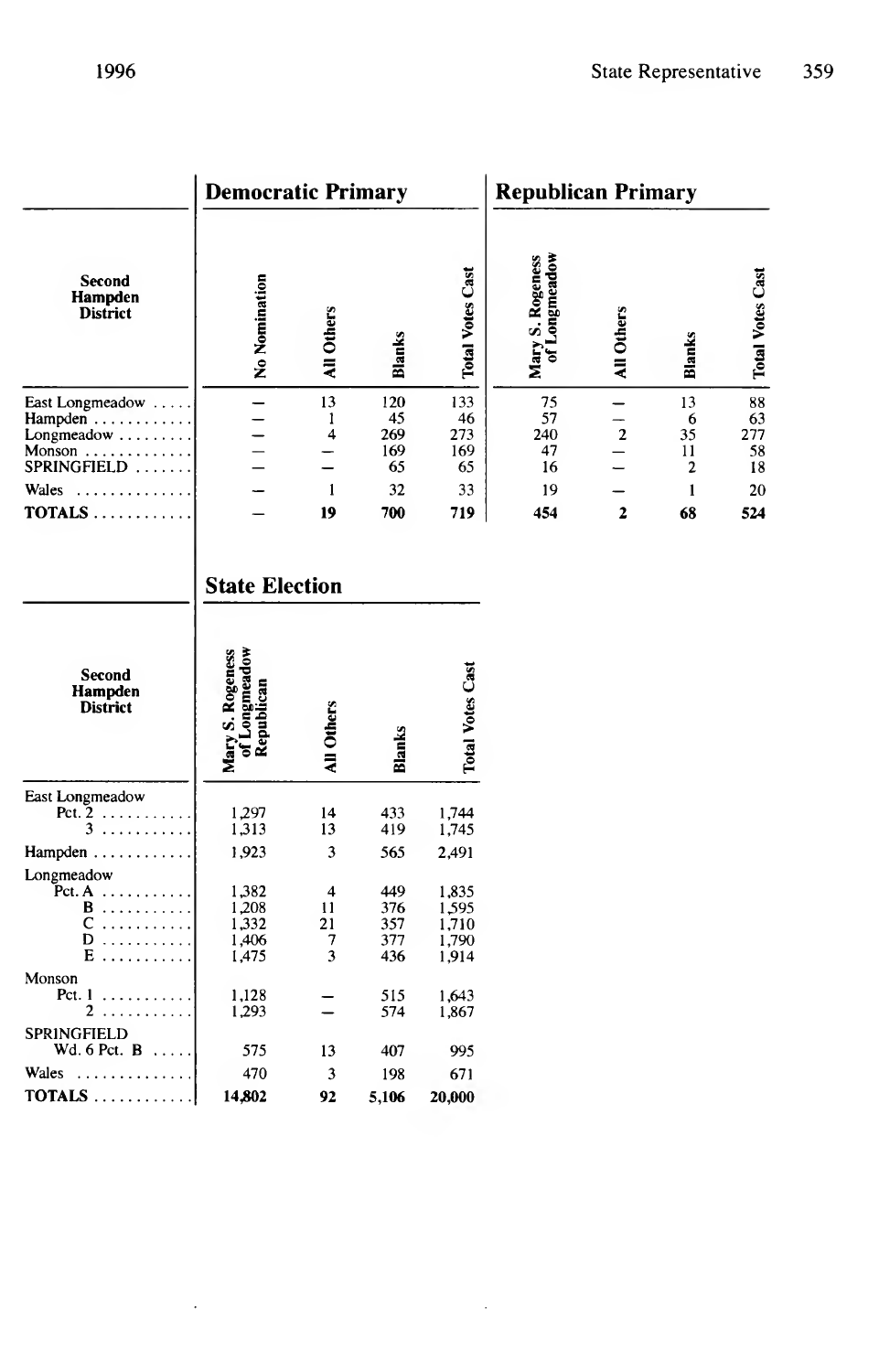## Democratic Primary / Republican Primary

| Second Hampden District | Democratic Primary: No Nomination | All Others | Blanks | Total Votes Cast | Republican Primary: Mary S. Rogeness of Longmeadow | All Others | Blanks | Total Votes Cast |
|---|---|---|---|---|---|---|---|---|
| East Longmeadow | – | 13 | 120 | 133 | 75 | – | 13 | 88 |
| Hampden | – | 1 | 45 | 46 | 57 | – | 6 | 63 |
| Longmeadow | – | 4 | 269 | 273 | 240 | 2 | 35 | 277 |
| Monson | – | – | 169 | 169 | 47 | – | 11 | 58 |
| SPRINGFIELD | – | – | 65 | 65 | 16 | – | 2 | 18 |
| Wales | – | 1 | 32 | 33 | 19 | – | 1 | 20 |
| **TOTALS** | – | **19** | **700** | **719** | **454** | **2** | **68** | **524** |

## State Election

| Second Hampden District | Mary S. Rogeness of Longmeadow Republican | All Others | Blanks | Total Votes Cast |
|---|---|---|---|---|
| East Longmeadow | | | | |
| Pct. 2 | 1,297 | 14 | 433 | 1,744 |
| 3 | 1,313 | 13 | 419 | 1,745 |
| Hampden | 1,923 | 3 | 565 | 2,491 |
| Longmeadow | | | | |
| Pct. A | 1,382 | 4 | 449 | 1,835 |
| B | 1,208 | 11 | 376 | 1,595 |
| C | 1,332 | 21 | 357 | 1,710 |
| D | 1,406 | 7 | 377 | 1,790 |
| E | 1,475 | 3 | 436 | 1,914 |
| Monson | | | | |
| Pct. 1 | 1,128 | – | 515 | 1,643 |
| 2 | 1,293 | – | 574 | 1,867 |
| SPRINGFIELD | | | | |
| Wd. 6 Pct. B | 575 | 13 | 407 | 995 |
| Wales | 470 | 3 | 198 | 671 |
| **TOTALS** | **14,802** | **92** | **5,106** | **20,000** |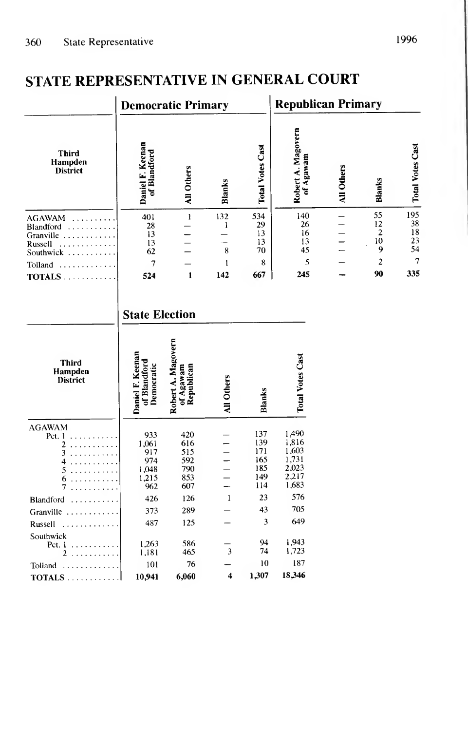# STATE REPRESENTATIVE IN GENERAL COURT

| Third Hampden District | Democratic Primary | | | | Republican Primary | | | |
|---|---|---|---|---|---|---|---|---|
| | Daniel F. Keenan of Blandford | All Others | Blanks | Total Votes Cast | Robert A. Magovern of Agawam | All Others | Blanks | Total Votes Cast |
| AGAWAM | 401 | 1 | 132 | 534 | 140 | – | 55 | 195 |
| Blandford | 28 | – | 1 | 29 | 26 | – | 12 | 38 |
| Granville | 13 | – | – | 13 | 16 | – | 2 | 18 |
| Russell | 13 | – | – | 13 | 13 | – | 10 | 23 |
| Southwick | 62 | – | 8 | 70 | 45 | – | 9 | 54 |
| Tolland | 7 | – | 1 | 8 | 5 | – | 2 | 7 |
| TOTALS | 524 | 1 | 142 | 667 | 245 | – | 90 | 335 |

## State Election

| Third Hampden District | Daniel F. Keenan of Blandford Democratic | Robert A. Magovern of Agawam Republican | All Others | Blanks | Total Votes Cast |
|---|---|---|---|---|---|
| AGAWAM | | | | | |
| Pct. 1 | 933 | 420 | – | 137 | 1,490 |
| 2 | 1,061 | 616 | – | 139 | 1,816 |
| 3 | 917 | 515 | – | 171 | 1,603 |
| 4 | 974 | 592 | – | 165 | 1,731 |
| 5 | 1,048 | 790 | – | 185 | 2,023 |
| 6 | 1,215 | 853 | – | 149 | 2,217 |
| 7 | 962 | 607 | – | 114 | 1,683 |
| Blandford | 426 | 126 | 1 | 23 | 576 |
| Granville | 373 | 289 | – | 43 | 705 |
| Russell | 487 | 125 | – | 3 | 649 |
| Southwick | | | | | |
| Pct. 1 | 1,263 | 586 | – | 94 | 1,943 |
| 2 | 1,181 | 465 | 3 | 74 | 1,723 |
| Tolland | 101 | 76 | – | 10 | 187 |
| TOTALS | 10,941 | 6,060 | 4 | 1,307 | 18,346 |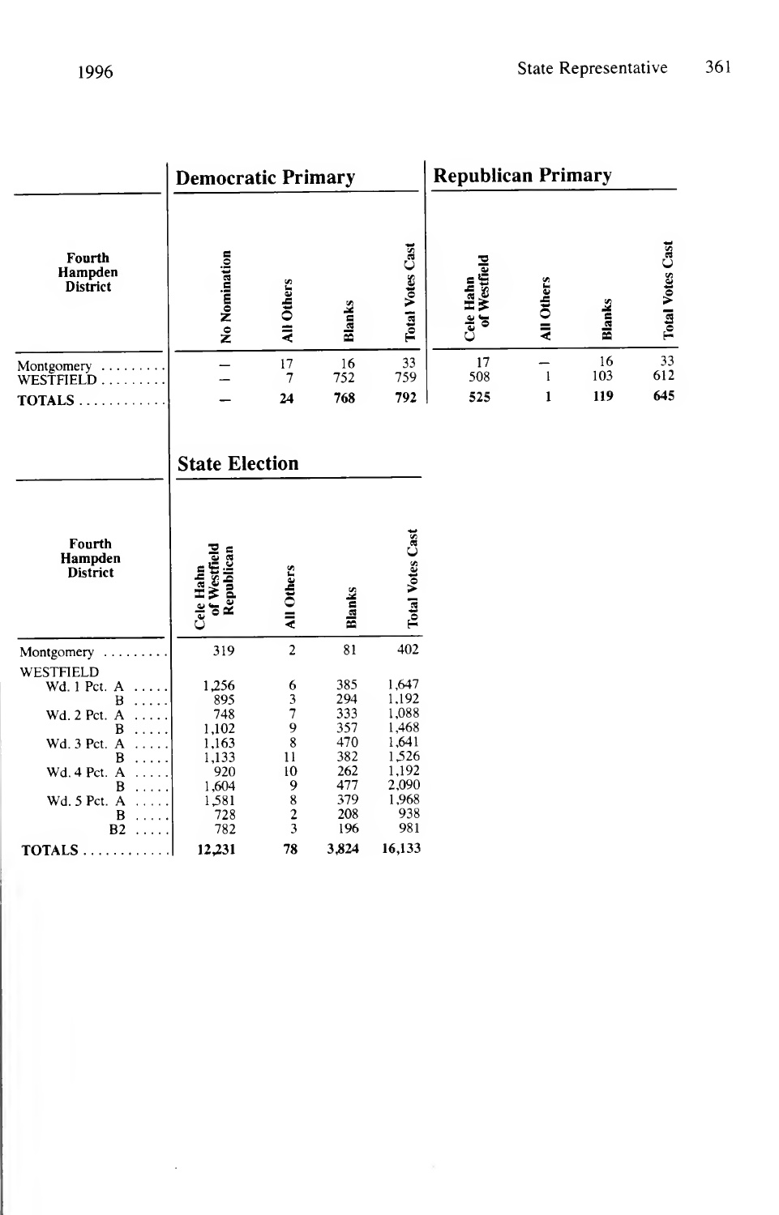| Fourth Hampden District | Democratic Primary | | | | Republican Primary | | | |
|---|---|---|---|---|---|---|---|---|
| | No Nomination | All Others | Blanks | Total Votes Cast | Cele Hahn of Westfield | All Others | Blanks | Total Votes Cast |
| Montgomery | — | 17 | 16 | 33 | 17 | — | 16 | 33 |
| WESTFIELD | — | 7 | 752 | 759 | 508 | 1 | 103 | 612 |
| **TOTALS** | — | **24** | **768** | **792** | **525** | **1** | **119** | **645** |

| Fourth Hampden District | State Election | | | |
|---|---|---|---|---|
| | Cele Hahn of Westfield Republican | All Others | Blanks | Total Votes Cast |
| Montgomery | 319 | 2 | 81 | 402 |
| WESTFIELD | | | | |
| Wd. 1 Pct. A | 1,256 | 6 | 385 | 1,647 |
| B | 895 | 3 | 294 | 1,192 |
| Wd. 2 Pct. A | 748 | 7 | 333 | 1,088 |
| B | 1,102 | 9 | 357 | 1,468 |
| Wd. 3 Pct. A | 1,163 | 8 | 470 | 1,641 |
| B | 1,133 | 11 | 382 | 1,526 |
| Wd. 4 Pct. A | 920 | 10 | 262 | 1,192 |
| B | 1,604 | 9 | 477 | 2,090 |
| Wd. 5 Pct. A | 1,581 | 8 | 379 | 1,968 |
| B | 728 | 2 | 208 | 938 |
| B2 | 782 | 3 | 196 | 981 |
| **TOTALS** | **12,231** | **78** | **3,824** | **16,133** |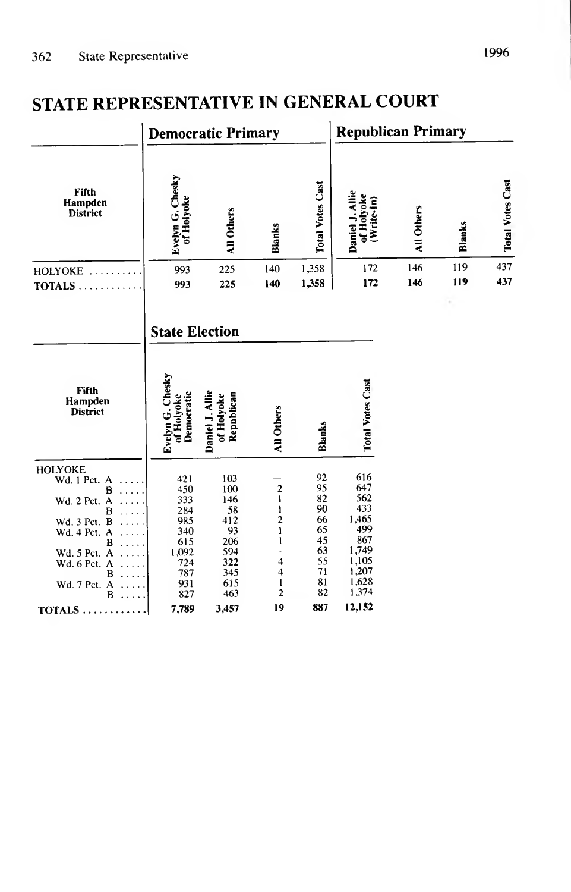# STATE REPRESENTATIVE IN GENERAL COURT

| Fifth Hampden District | Democratic Primary | | | | Republican Primary | | | |
|---|---|---|---|---|---|---|---|---|
| | Evelyn G. Chesky of Holyoke | All Others | Blanks | Total Votes Cast | Daniel J. Allie of Holyoke (Write-In) | All Others | Blanks | Total Votes Cast |
| HOLYOKE | 993 | 225 | 140 | 1,358 | 172 | 146 | 119 | 437 |
| **TOTALS** | **993** | **225** | **140** | **1,358** | **172** | **146** | **119** | **437** |

## State Election

| Fifth Hampden District | Evelyn G. Chesky of Holyoke Democratic | Daniel J. Allie of Holyoke Republican | All Others | Blanks | Total Votes Cast |
|---|---|---|---|---|---|
| HOLYOKE | | | | | |
| Wd. 1 Pct. A | 421 | 103 | — | 92 | 616 |
| B | 450 | 100 | 2 | 95 | 647 |
| Wd. 2 Pct. A | 333 | 146 | 1 | 82 | 562 |
| B | 284 | 58 | 1 | 90 | 433 |
| Wd. 3 Pct. B | 985 | 412 | 2 | 66 | 1,465 |
| Wd. 4 Pct. A | 340 | 93 | 1 | 65 | 499 |
| B | 615 | 206 | 1 | 45 | 867 |
| Wd. 5 Pct. A | 1,092 | 594 | — | 63 | 1,749 |
| Wd. 6 Pct. A | 724 | 322 | 4 | 55 | 1,105 |
| B | 787 | 345 | 4 | 71 | 1,207 |
| Wd. 7 Pct. A | 931 | 615 | 1 | 81 | 1,628 |
| B | 827 | 463 | 2 | 82 | 1,374 |
| **TOTALS** | **7,789** | **3,457** | **19** | **887** | **12,152** |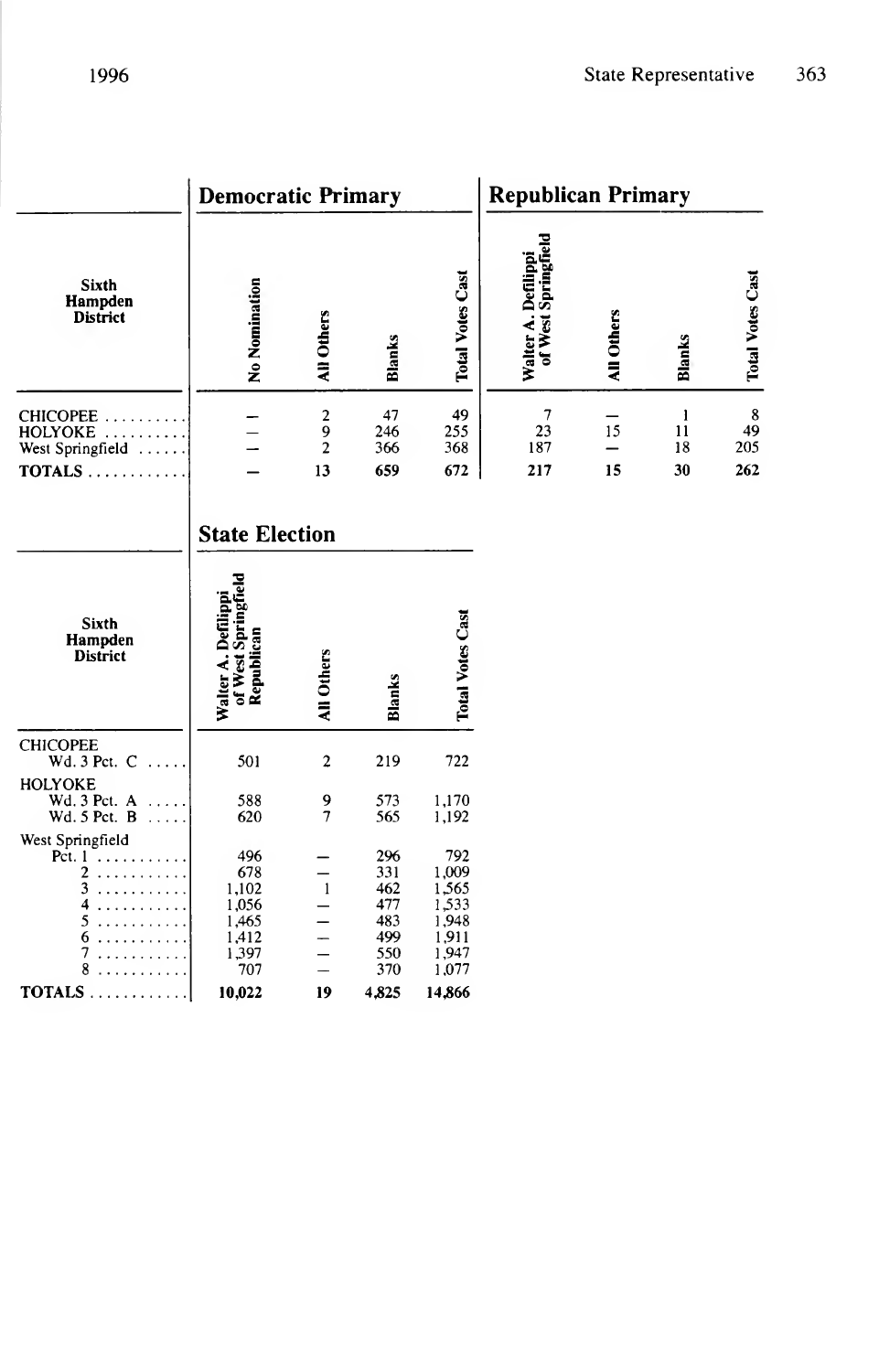| Sixth Hampden District | Democratic Primary | | | | Republican Primary | | | |
|---|---|---|---|---|---|---|---|---|
| | No Nomination | All Others | Blanks | Total Votes Cast | Walter A. Defilippi of West Springfield | All Others | Blanks | Total Votes Cast |
| CHICOPEE | — | 2 | 47 | 49 | 7 | — | 1 | 8 |
| HOLYOKE | — | 9 | 246 | 255 | 23 | 15 | 11 | 49 |
| West Springfield | — | 2 | 366 | 368 | 187 | — | 18 | 205 |
| **TOTALS** | — | **13** | **659** | **672** | **217** | **15** | **30** | **262** |

| Sixth Hampden District | State Election | | | |
|---|---|---|---|---|
| | Walter A. Defilippi of West Springfield Republican | All Others | Blanks | Total Votes Cast |
| CHICOPEE | | | | |
| Wd. 3 Pct. C | 501 | 2 | 219 | 722 |
| HOLYOKE | | | | |
| Wd. 3 Pct. A | 588 | 9 | 573 | 1,170 |
| Wd. 5 Pct. B | 620 | 7 | 565 | 1,192 |
| West Springfield | | | | |
| Pct. 1 | 496 | — | 296 | 792 |
| 2 | 678 | — | 331 | 1,009 |
| 3 | 1,102 | 1 | 462 | 1,565 |
| 4 | 1,056 | — | 477 | 1,533 |
| 5 | 1,465 | — | 483 | 1,948 |
| 6 | 1,412 | — | 499 | 1,911 |
| 7 | 1,397 | — | 550 | 1,947 |
| 8 | 707 | — | 370 | 1,077 |
| **TOTALS** | **10,022** | **19** | **4,825** | **14,866** |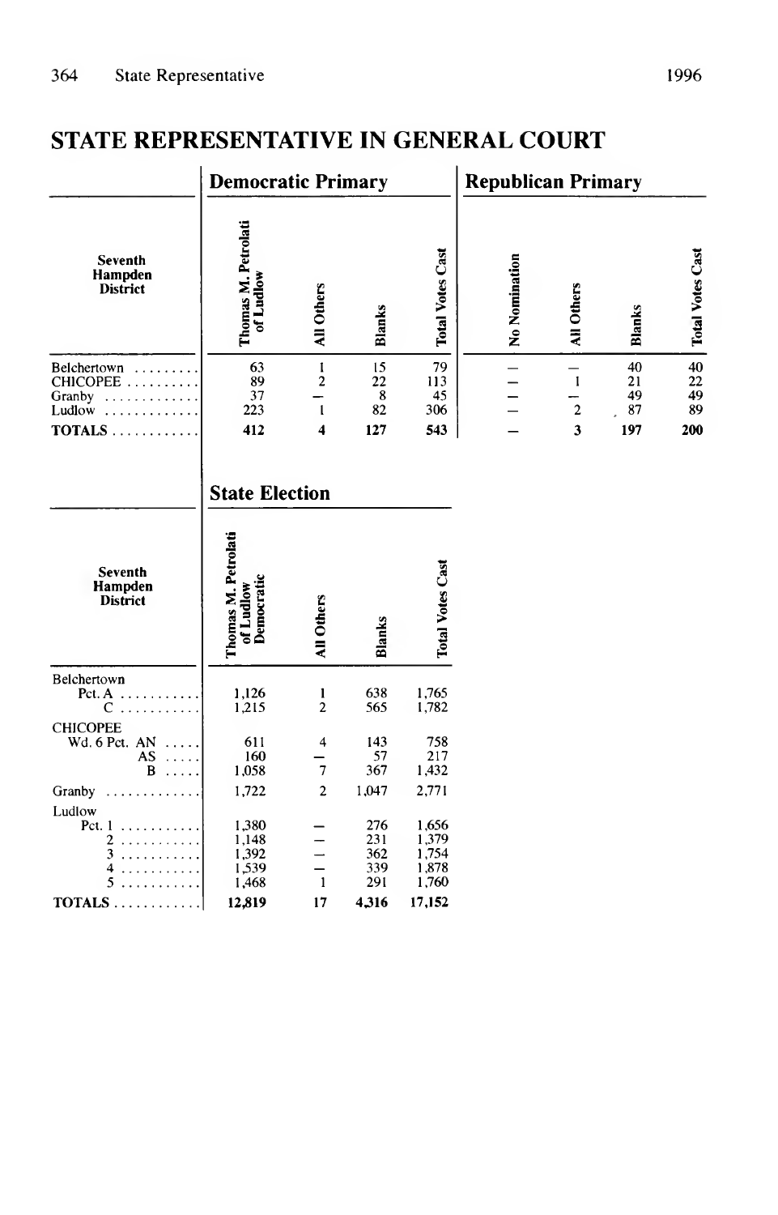## STATE REPRESENTATIVE IN GENERAL COURT

| Seventh Hampden District | Democratic Primary | | | | Republican Primary | | | |
|---|---|---|---|---|---|---|---|---|
| | Thomas M. Petrolati of Ludlow | All Others | Blanks | Total Votes Cast | No Nomination | All Others | Blanks | Total Votes Cast |
| Belchertown | 63 | 1 | 15 | 79 | – | – | 40 | 40 |
| CHICOPEE | 89 | 2 | 22 | 113 | – | 1 | 21 | 22 |
| Granby | 37 | – | 8 | 45 | – | – | 49 | 49 |
| Ludlow | 223 | 1 | 82 | 306 | – | 2 | 87 | 89 |
| **TOTALS** | **412** | **4** | **127** | **543** | **–** | **3** | **197** | **200** |

| Seventh Hampden District | State Election | | | |
|---|---|---|---|---|
| | Thomas M. Petrolati of Ludlow Democratic | All Others | Blanks | Total Votes Cast |
| Belchertown | | | | |
| Pct. A | 1,126 | 1 | 638 | 1,765 |
| C | 1,215 | 2 | 565 | 1,782 |
| CHICOPEE | | | | |
| Wd. 6 Pct. AN | 611 | 4 | 143 | 758 |
| AS | 160 | – | 57 | 217 |
| B | 1,058 | 7 | 367 | 1,432 |
| Granby | 1,722 | 2 | 1,047 | 2,771 |
| Ludlow | | | | |
| Pct. 1 | 1,380 | – | 276 | 1,656 |
| 2 | 1,148 | – | 231 | 1,379 |
| 3 | 1,392 | – | 362 | 1,754 |
| 4 | 1,539 | – | 339 | 1,878 |
| 5 | 1,468 | 1 | 291 | 1,760 |
| **TOTALS** | **12,819** | **17** | **4,316** | **17,152** |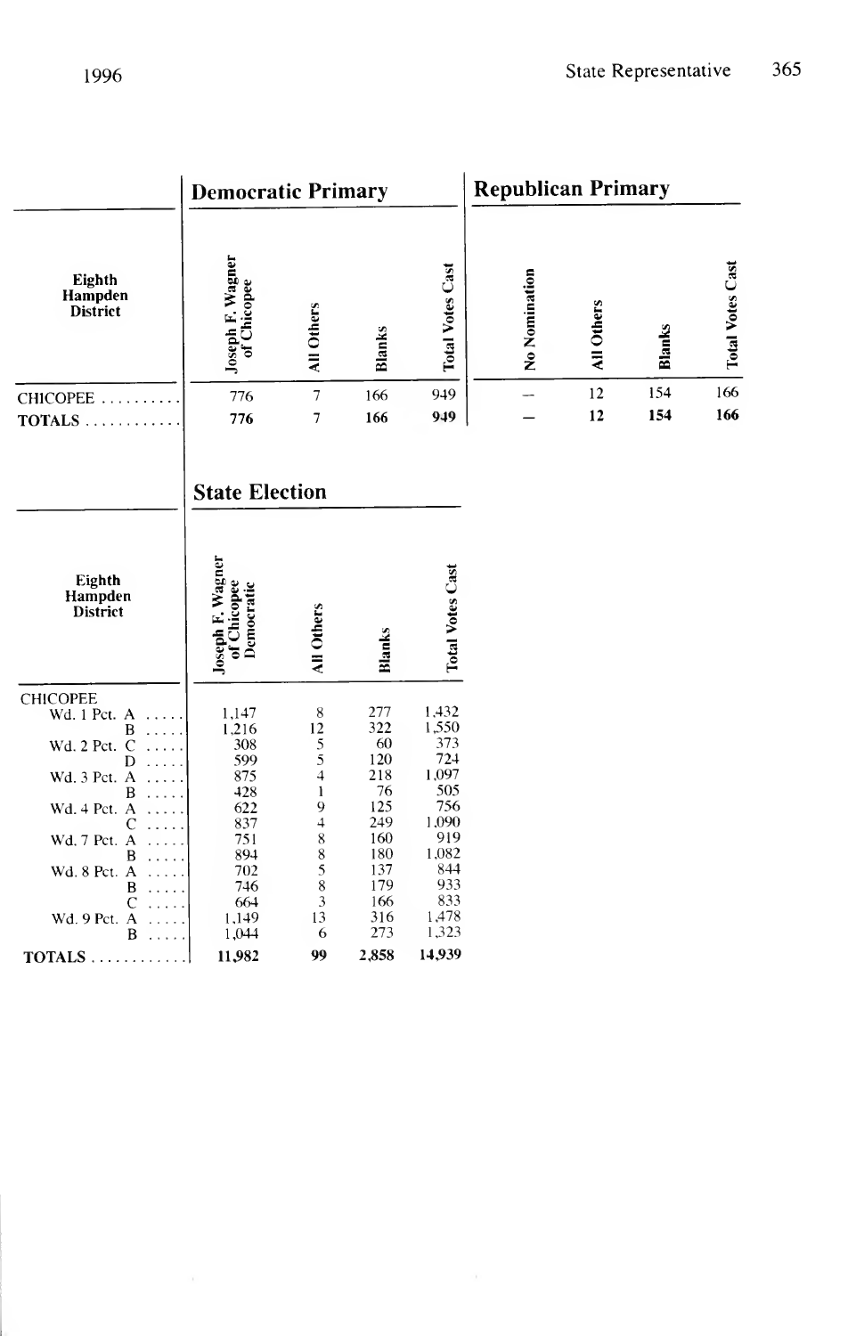| Eighth Hampden District | Democratic Primary | | | | Republican Primary | | | |
|---|---|---|---|---|---|---|---|---|
| | Joseph F. Wagner of Chicopee | All Others | Blanks | Total Votes Cast | No Nomination | All Others | Blanks | Total Votes Cast |
| CHICOPEE | 776 | 7 | 166 | 949 | — | 12 | 154 | 166 |
| **TOTALS** | **776** | **7** | **166** | **949** | **—** | **12** | **154** | **166** |

## State Election

| Eighth Hampden District | Joseph F. Wagner of Chicopee Democratic | All Others | Blanks | Total Votes Cast |
|---|---|---|---|---|
| CHICOPEE | | | | |
| Wd. 1 Pct. A | 1,147 | 8 | 277 | 1,432 |
| B | 1,216 | 12 | 322 | 1,550 |
| Wd. 2 Pct. C | 308 | 5 | 60 | 373 |
| D | 599 | 5 | 120 | 724 |
| Wd. 3 Pct. A | 875 | 4 | 218 | 1,097 |
| B | 428 | 1 | 76 | 505 |
| Wd. 4 Pct. A | 622 | 9 | 125 | 756 |
| C | 837 | 4 | 249 | 1,090 |
| Wd. 7 Pct. A | 751 | 8 | 160 | 919 |
| B | 894 | 8 | 180 | 1,082 |
| Wd. 8 Pct. A | 702 | 5 | 137 | 844 |
| B | 746 | 8 | 179 | 933 |
| C | 664 | 3 | 166 | 833 |
| Wd. 9 Pct. A | 1,149 | 13 | 316 | 1,478 |
| B | 1,044 | 6 | 273 | 1,323 |
| **TOTALS** | **11,982** | **99** | **2,858** | **14,939** |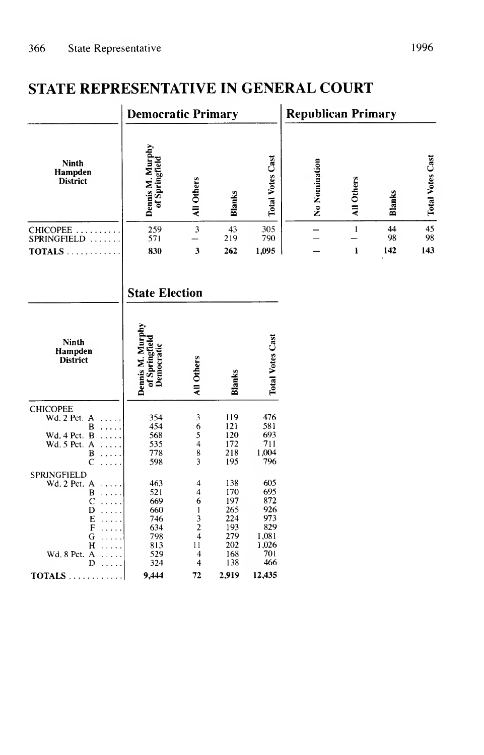## STATE REPRESENTATIVE IN GENERAL COURT

| Ninth Hampden District | Democratic Primary | | | | Republican Primary | | | |
|---|---|---|---|---|---|---|---|---|
| | Dennis M. Murphy of Springfield | All Others | Blanks | Total Votes Cast | No Nomination | All Others | Blanks | Total Votes Cast |
| CHICOPEE | 259 | 3 | 43 | 305 | — | 1 | 44 | 45 |
| SPRINGFIELD | 571 | — | 219 | 790 | — | — | 98 | 98 |
| **TOTALS** | **830** | **3** | **262** | **1,095** | **—** | **1** | **142** | **143** |

### State Election

| Ninth Hampden District | Dennis M. Murphy of Springfield Democratic | All Others | Blanks | Total Votes Cast |
|---|---|---|---|---|
| CHICOPEE | | | | |
| Wd. 2 Pct. A | 354 | 3 | 119 | 476 |
| B | 454 | 6 | 121 | 581 |
| Wd. 4 Pct. B | 568 | 5 | 120 | 693 |
| Wd. 5 Pct. A | 535 | 4 | 172 | 711 |
| B | 778 | 8 | 218 | 1,004 |
| C | 598 | 3 | 195 | 796 |
| SPRINGFIELD | | | | |
| Wd. 2 Pct. A | 463 | 4 | 138 | 605 |
| B | 521 | 4 | 170 | 695 |
| C | 669 | 6 | 197 | 872 |
| D | 660 | 1 | 265 | 926 |
| E | 746 | 3 | 224 | 973 |
| F | 634 | 2 | 193 | 829 |
| G | 798 | 4 | 279 | 1,081 |
| H | 813 | 11 | 202 | 1,026 |
| Wd. 8 Pct. A | 529 | 4 | 168 | 701 |
| D | 324 | 4 | 138 | 466 |
| **TOTALS** | **9,444** | **72** | **2,919** | **12,435** |